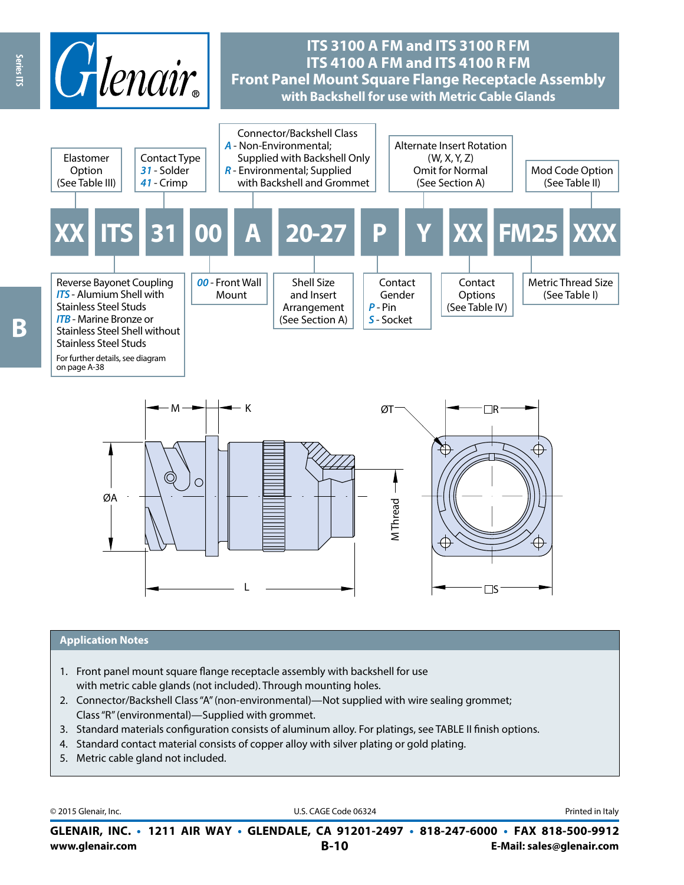# ITS 3100 A FM and ITS 3100 R FM
# ITS 4100 A FM and ITS 4100 R FM
## Front Panel Mount Square Flange Receptacle Assembly
### with Backshell for use with Metric Cable Glands

| XX | ITS | 31 | 00 | A | 20-27 | P | Y | XX | FM25 | XXX |
|---|---|---|---|---|---|---|---|---|---|---|

- **XX** – Elastomer Option (See Table III)
- **ITS** – Reverse Bayonet Coupling
  - *ITS* - Alumium Shell with Stainless Steel Studs
  - *ITB* - Marine Bronze or Stainless Steel Shell without Stainless Steel Studs
  - For further details, see diagram on page A-38
- **31** – Contact Type
  - *31* - Solder
  - *41* - Crimp
- **00** – *00* - Front Wall Mount
- **A** – Connector/Backshell Class
  - *A* - Non-Environmental; Supplied with Backshell Only
  - *R* - Environmental; Supplied with Backshell and Grommet
- **20-27** – Shell Size and Insert Arrangement (See Section A)
- **P** – Contact Gender
  - *P* - Pin
  - *S* - Socket
- **Y** – Alternate Insert Rotation (W, X, Y, Z) Omit for Normal (See Section A)
- **XX** – Contact Options (See Table IV)
- **FM25** – Metric Thread Size (See Table I)
- **XXX** – Mod Code Option (See Table II)

M, K, ØA, L, M Thread, ØT, □R, □S

## Application Notes

1. Front panel mount square flange receptacle assembly with backshell for use with metric cable glands (not included). Through mounting holes.
2. Connector/Backshell Class "A" (non-environmental)—Not supplied with wire sealing grommet; Class "R" (environmental)—Supplied with grommet.
3. Standard materials configuration consists of aluminum alloy. For platings, see TABLE II finish options.
4. Standard contact material consists of copper alloy with silver plating or gold plating.
5. Metric cable gland not included.

© 2015 Glenair, Inc. U.S. CAGE Code 06324 Printed in Italy

**GLENAIR, INC. • 1211 AIR WAY • GLENDALE, CA 91201-2497 • 818-247-6000 • FAX 818-500-9912**
**www.glenair.com** **E-Mail: sales@glenair.com**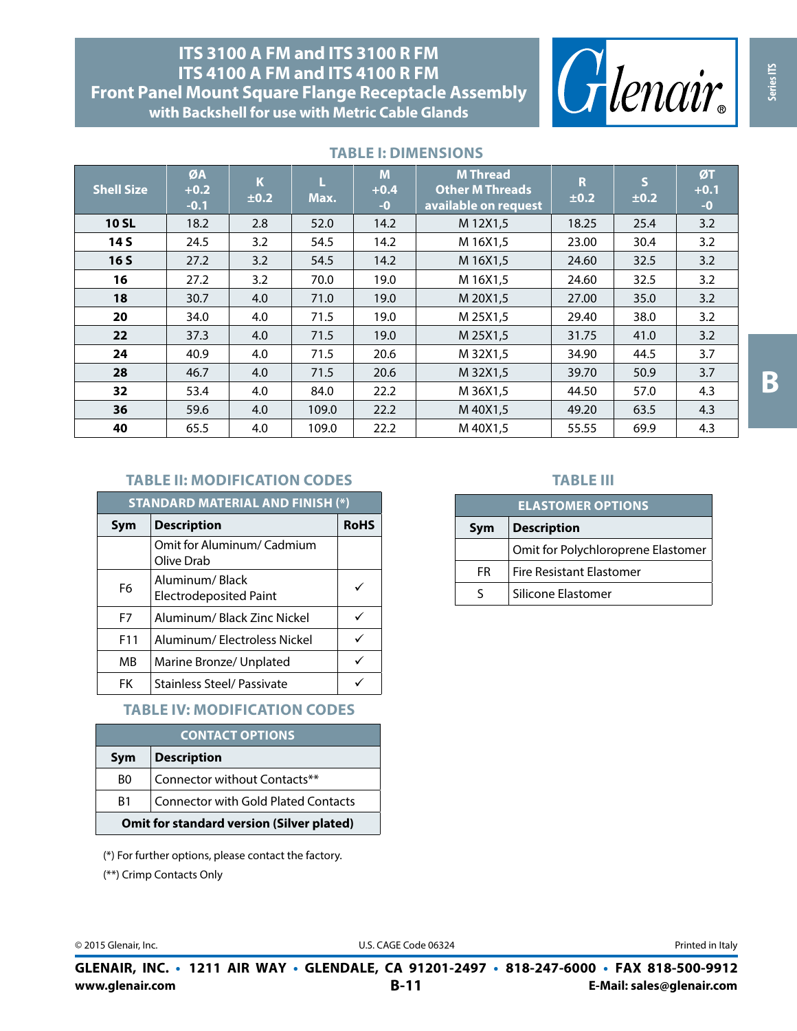# ITS 3100 A FM and ITS 3100 R FM
# ITS 4100 A FM and ITS 4100 R FM
# Front Panel Mount Square Flange Receptacle Assembly
## with Backshell for use with Metric Cable Glands

### TABLE I: DIMENSIONS

| Shell Size | ØA +0.2 -0.1 | K ±0.2 | L Max. | M +0.4 -0 | M Thread Other M Threads available on request | R ±0.2 | S ±0.2 | ØT +0.1 -0 |
|---|---|---|---|---|---|---|---|---|
| **10 SL** | 18.2 | 2.8 | 52.0 | 14.2 | M 12X1,5 | 18.25 | 25.4 | 3.2 |
| **14 S** | 24.5 | 3.2 | 54.5 | 14.2 | M 16X1,5 | 23.00 | 30.4 | 3.2 |
| **16 S** | 27.2 | 3.2 | 54.5 | 14.2 | M 16X1,5 | 24.60 | 32.5 | 3.2 |
| **16** | 27.2 | 3.2 | 70.0 | 19.0 | M 16X1,5 | 24.60 | 32.5 | 3.2 |
| **18** | 30.7 | 4.0 | 71.0 | 19.0 | M 20X1,5 | 27.00 | 35.0 | 3.2 |
| **20** | 34.0 | 4.0 | 71.5 | 19.0 | M 25X1,5 | 29.40 | 38.0 | 3.2 |
| **22** | 37.3 | 4.0 | 71.5 | 19.0 | M 25X1,5 | 31.75 | 41.0 | 3.2 |
| **24** | 40.9 | 4.0 | 71.5 | 20.6 | M 32X1,5 | 34.90 | 44.5 | 3.7 |
| **28** | 46.7 | 4.0 | 71.5 | 20.6 | M 32X1,5 | 39.70 | 50.9 | 3.7 |
| **32** | 53.4 | 4.0 | 84.0 | 22.2 | M 36X1,5 | 44.50 | 57.0 | 4.3 |
| **36** | 59.6 | 4.0 | 109.0 | 22.2 | M 40X1,5 | 49.20 | 63.5 | 4.3 |
| **40** | 65.5 | 4.0 | 109.0 | 22.2 | M 40X1,5 | 55.55 | 69.9 | 4.3 |

### TABLE II: MODIFICATION CODES

| STANDARD MATERIAL AND FINISH (*) | | |
|---|---|---|
| **Sym** | **Description** | **RoHS** |
| | Omit for Aluminum/ Cadmium Olive Drab | |
| F6 | Aluminum/ Black Electrodeposited Paint | ✓ |
| F7 | Aluminum/ Black Zinc Nickel | ✓ |
| F11 | Aluminum/ Electroless Nickel | ✓ |
| MB | Marine Bronze/ Unplated | ✓ |
| FK | Stainless Steel/ Passivate | ✓ |

### TABLE III

| ELASTOMER OPTIONS | |
|---|---|
| **Sym** | **Description** |
| | Omit for Polychloroprene Elastomer |
| FR | Fire Resistant Elastomer |
| S | Silicone Elastomer |

### TABLE IV: MODIFICATION CODES

| CONTACT OPTIONS | |
|---|---|
| **Sym** | **Description** |
| B0 | Connector without Contacts** |
| B1 | Connector with Gold Plated Contacts |
| **Omit for standard version (Silver plated)** | |

(*) For further options, please contact the factory.

(**) Crimp Contacts Only

© 2015 Glenair, Inc. U.S. CAGE Code 06324 Printed in Italy

GLENAIR, INC. • 1211 AIR WAY • GLENDALE, CA 91201-2497 • 818-247-6000 • FAX 818-500-9912

www.glenair.com E-Mail: sales@glenair.com